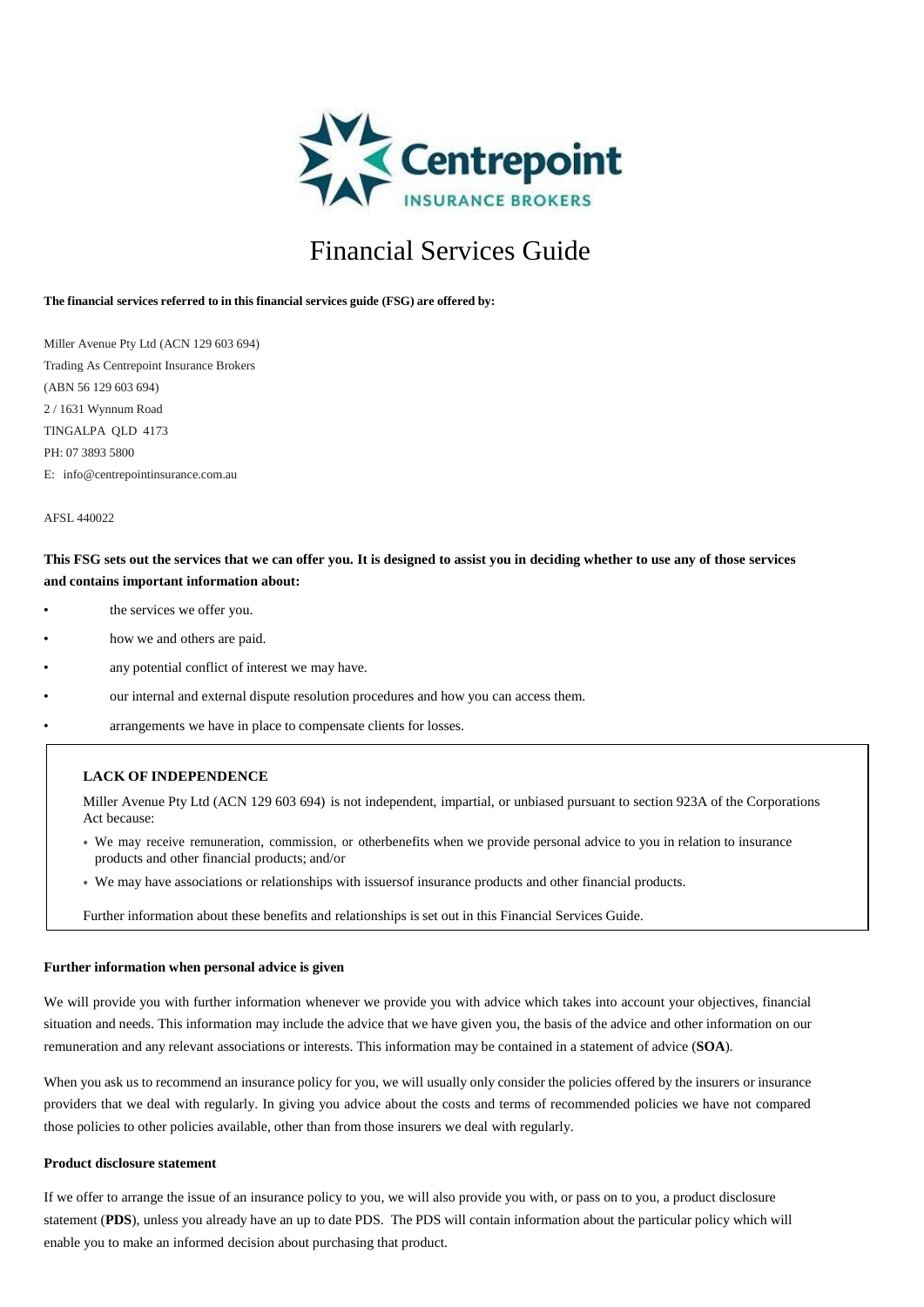# Financial Services Guide

**The financial services referred to in this financial services guide (FSG) are offered by:**

Miller Avenue Pty Ltd (ACN 129 603 694)
Trading As Centrepoint Insurance Brokers
(ABN 56 129 603 694)
2 / 1631 Wynnum Road
TINGALPA QLD 4173
PH: 07 3893 5800
E: info@centrepointinsurance.com.au

AFSL 440022

**This FSG sets out the services that we can offer you. It is designed to assist you in deciding whether to use any of those services and contains important information about:**

- the services we offer you.
- how we and others are paid.
- any potential conflict of interest we may have.
- our internal and external dispute resolution procedures and how you can access them.
- arrangements we have in place to compensate clients for losses.

**LACK OF INDEPENDENCE**

Miller Avenue Pty Ltd (ACN 129 603 694) is not independent, impartial, or unbiased pursuant to section 923A of the Corporations Act because:

- We may receive remuneration, commission, or otherbenefits when we provide personal advice to you in relation to insurance products and other financial products; and/or
- We may have associations or relationships with issuersof insurance products and other financial products.

Further information about these benefits and relationships is set out in this Financial Services Guide.

**Further information when personal advice is given**

We will provide you with further information whenever we provide you with advice which takes into account your objectives, financial situation and needs. This information may include the advice that we have given you, the basis of the advice and other information on our remuneration and any relevant associations or interests. This information may be contained in a statement of advice (**SOA**).

When you ask us to recommend an insurance policy for you, we will usually only consider the policies offered by the insurers or insurance providers that we deal with regularly. In giving you advice about the costs and terms of recommended policies we have not compared those policies to other policies available, other than from those insurers we deal with regularly.

**Product disclosure statement**

If we offer to arrange the issue of an insurance policy to you, we will also provide you with, or pass on to you, a product disclosure statement (**PDS**), unless you already have an up to date PDS. The PDS will contain information about the particular policy which will enable you to make an informed decision about purchasing that product.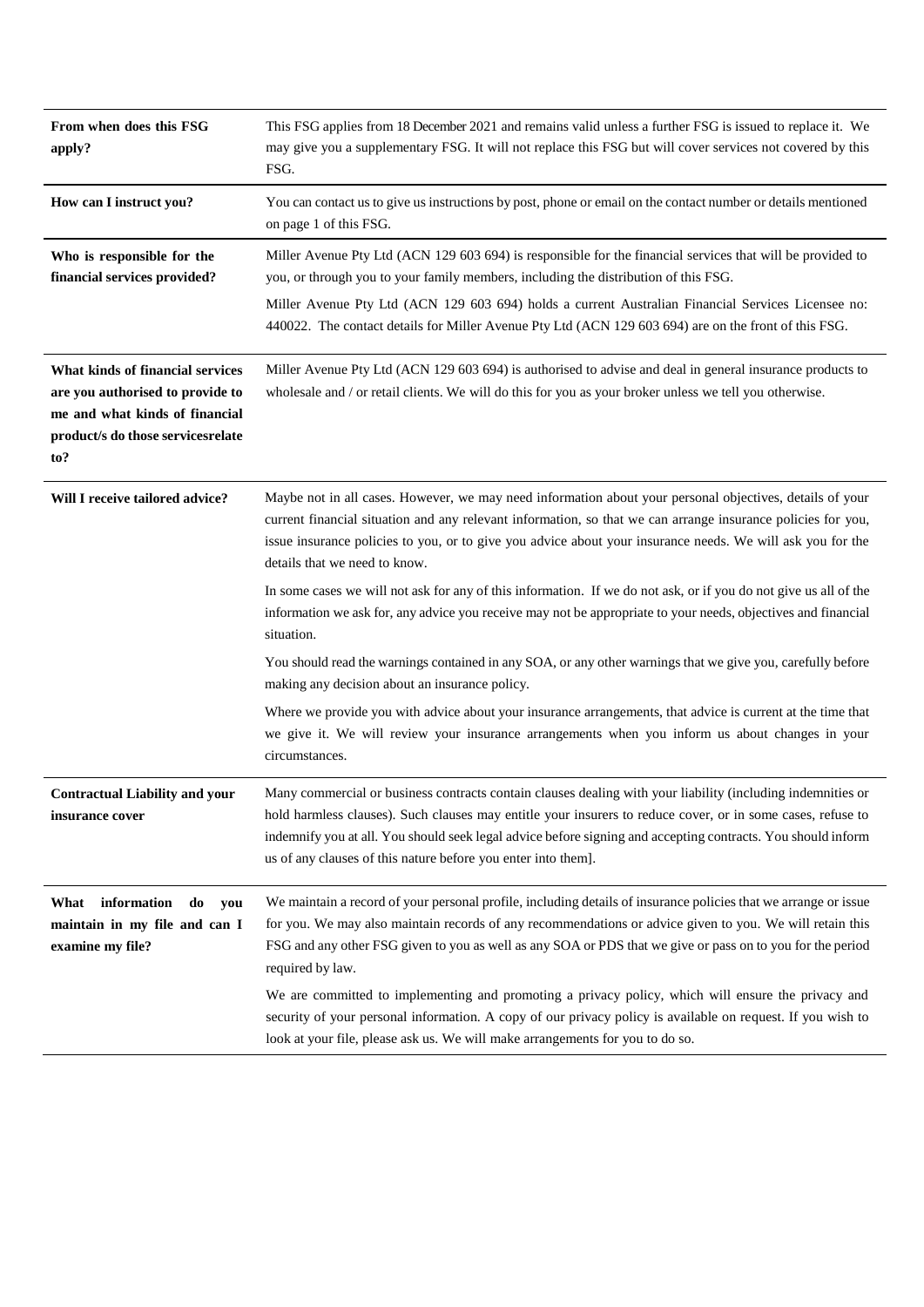| | |
|---|---|
| **From when does this FSG apply?** | This FSG applies from 18 December 2021 and remains valid unless a further FSG is issued to replace it. We may give you a supplementary FSG. It will not replace this FSG but will cover services not covered by this FSG. |
| **How can I instruct you?** | You can contact us to give us instructions by post, phone or email on the contact number or details mentioned on page 1 of this FSG. |
| **Who is responsible for the financial services provided?** | Miller Avenue Pty Ltd (ACN 129 603 694) is responsible for the financial services that will be provided to you, or through you to your family members, including the distribution of this FSG.<br><br>Miller Avenue Pty Ltd (ACN 129 603 694) holds a current Australian Financial Services Licensee no: 440022. The contact details for Miller Avenue Pty Ltd (ACN 129 603 694) are on the front of this FSG. |
| **What kinds of financial services are you authorised to provide to me and what kinds of financial product/s do those servicesrelate to?** | Miller Avenue Pty Ltd (ACN 129 603 694) is authorised to advise and deal in general insurance products to wholesale and / or retail clients. We will do this for you as your broker unless we tell you otherwise. |
| **Will I receive tailored advice?** | Maybe not in all cases. However, we may need information about your personal objectives, details of your current financial situation and any relevant information, so that we can arrange insurance policies for you, issue insurance policies to you, or to give you advice about your insurance needs. We will ask you for the details that we need to know.<br><br>In some cases we will not ask for any of this information. If we do not ask, or if you do not give us all of the information we ask for, any advice you receive may not be appropriate to your needs, objectives and financial situation.<br><br>You should read the warnings contained in any SOA, or any other warnings that we give you, carefully before making any decision about an insurance policy.<br><br>Where we provide you with advice about your insurance arrangements, that advice is current at the time that we give it. We will review your insurance arrangements when you inform us about changes in your circumstances. |
| **Contractual Liability and your insurance cover** | Many commercial or business contracts contain clauses dealing with your liability (including indemnities or hold harmless clauses). Such clauses may entitle your insurers to reduce cover, or in some cases, refuse to indemnify you at all. You should seek legal advice before signing and accepting contracts. You should inform us of any clauses of this nature before you enter into them]. |
| **What information do you maintain in my file and can I examine my file?** | We maintain a record of your personal profile, including details of insurance policies that we arrange or issue for you. We may also maintain records of any recommendations or advice given to you. We will retain this FSG and any other FSG given to you as well as any SOA or PDS that we give or pass on to you for the period required by law.<br><br>We are committed to implementing and promoting a privacy policy, which will ensure the privacy and security of your personal information. A copy of our privacy policy is available on request. If you wish to look at your file, please ask us. We will make arrangements for you to do so. |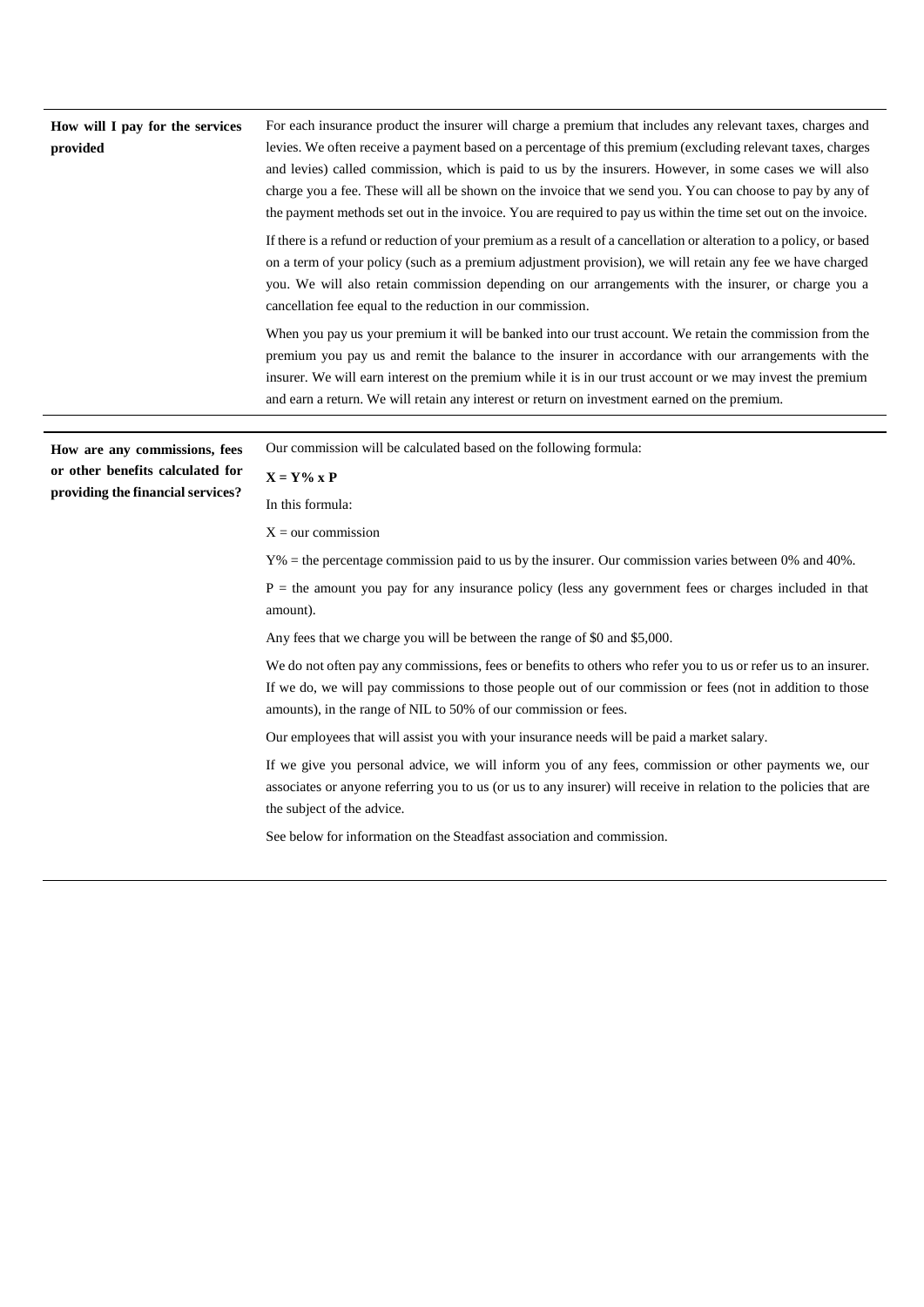| | |
|---|---|
| **How will I pay for the services provided** | For each insurance product the insurer will charge a premium that includes any relevant taxes, charges and levies. We often receive a payment based on a percentage of this premium (excluding relevant taxes, charges and levies) called commission, which is paid to us by the insurers. However, in some cases we will also charge you a fee. These will all be shown on the invoice that we send you. You can choose to pay by any of the payment methods set out in the invoice. You are required to pay us within the time set out on the invoice.<br><br>If there is a refund or reduction of your premium as a result of a cancellation or alteration to a policy, or based on a term of your policy (such as a premium adjustment provision), we will retain any fee we have charged you. We will also retain commission depending on our arrangements with the insurer, or charge you a cancellation fee equal to the reduction in our commission.<br><br>When you pay us your premium it will be banked into our trust account. We retain the commission from the premium you pay us and remit the balance to the insurer in accordance with our arrangements with the insurer. We will earn interest on the premium while it is in our trust account or we may invest the premium and earn a return. We will retain any interest or return on investment earned on the premium. |
| **How are any commissions, fees or other benefits calculated for providing the financial services?** | Our commission will be calculated based on the following formula:<br><br>**X = Y% x P**<br><br>In this formula:<br><br>X = our commission<br><br>Y% = the percentage commission paid to us by the insurer. Our commission varies between 0% and 40%.<br><br>P = the amount you pay for any insurance policy (less any government fees or charges included in that amount).<br><br>Any fees that we charge you will be between the range of $0 and $5,000.<br><br>We do not often pay any commissions, fees or benefits to others who refer you to us or refer us to an insurer. If we do, we will pay commissions to those people out of our commission or fees (not in addition to those amounts), in the range of NIL to 50% of our commission or fees.<br><br>Our employees that will assist you with your insurance needs will be paid a market salary.<br><br>If we give you personal advice, we will inform you of any fees, commission or other payments we, our associates or anyone referring you to us (or us to any insurer) will receive in relation to the policies that are the subject of the advice.<br><br>See below for information on the Steadfast association and commission. |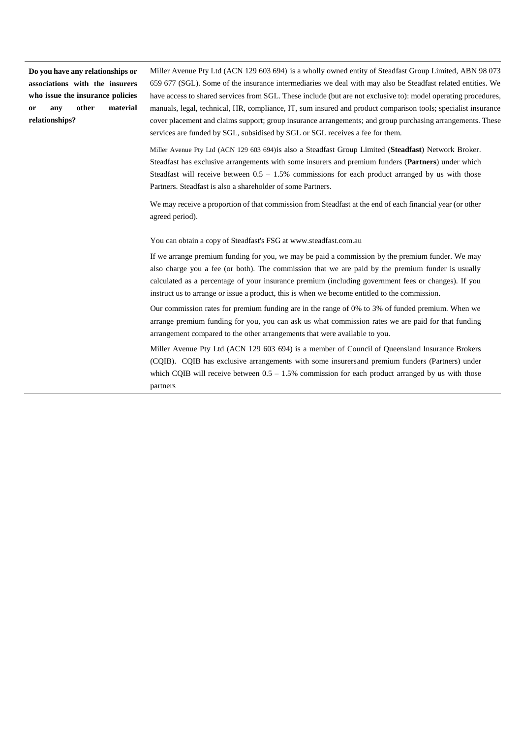| | |
|---|---|
| **Do you have any relationships or associations with the insurers who issue the insurance policies or any other material relationships?** | Miller Avenue Pty Ltd (ACN 129 603 694) is a wholly owned entity of Steadfast Group Limited, ABN 98 073 659 677 (SGL). Some of the insurance intermediaries we deal with may also be Steadfast related entities. We have access to shared services from SGL. These include (but are not exclusive to): model operating procedures, manuals, legal, technical, HR, compliance, IT, sum insured and product comparison tools; specialist insurance cover placement and claims support; group insurance arrangements; and group purchasing arrangements. These services are funded by SGL, subsidised by SGL or SGL receives a fee for them.<br><br>Miller Avenue Pty Ltd (ACN 129 603 694)is also a Steadfast Group Limited (**Steadfast**) Network Broker. Steadfast has exclusive arrangements with some insurers and premium funders (**Partners**) under which Steadfast will receive between 0.5 – 1.5% commissions for each product arranged by us with those Partners. Steadfast is also a shareholder of some Partners.<br><br>We may receive a proportion of that commission from Steadfast at the end of each financial year (or other agreed period).<br><br>You can obtain a copy of Steadfast's FSG at www.steadfast.com.au<br><br>If we arrange premium funding for you, we may be paid a commission by the premium funder. We may also charge you a fee (or both). The commission that we are paid by the premium funder is usually calculated as a percentage of your insurance premium (including government fees or changes). If you instruct us to arrange or issue a product, this is when we become entitled to the commission.<br><br>Our commission rates for premium funding are in the range of 0% to 3% of funded premium. When we arrange premium funding for you, you can ask us what commission rates we are paid for that funding arrangement compared to the other arrangements that were available to you.<br><br>Miller Avenue Pty Ltd (ACN 129 603 694) is a member of Council of Queensland Insurance Brokers (CQIB). CQIB has exclusive arrangements with some insurersand premium funders (Partners) under which CQIB will receive between 0.5 – 1.5% commission for each product arranged by us with those partners |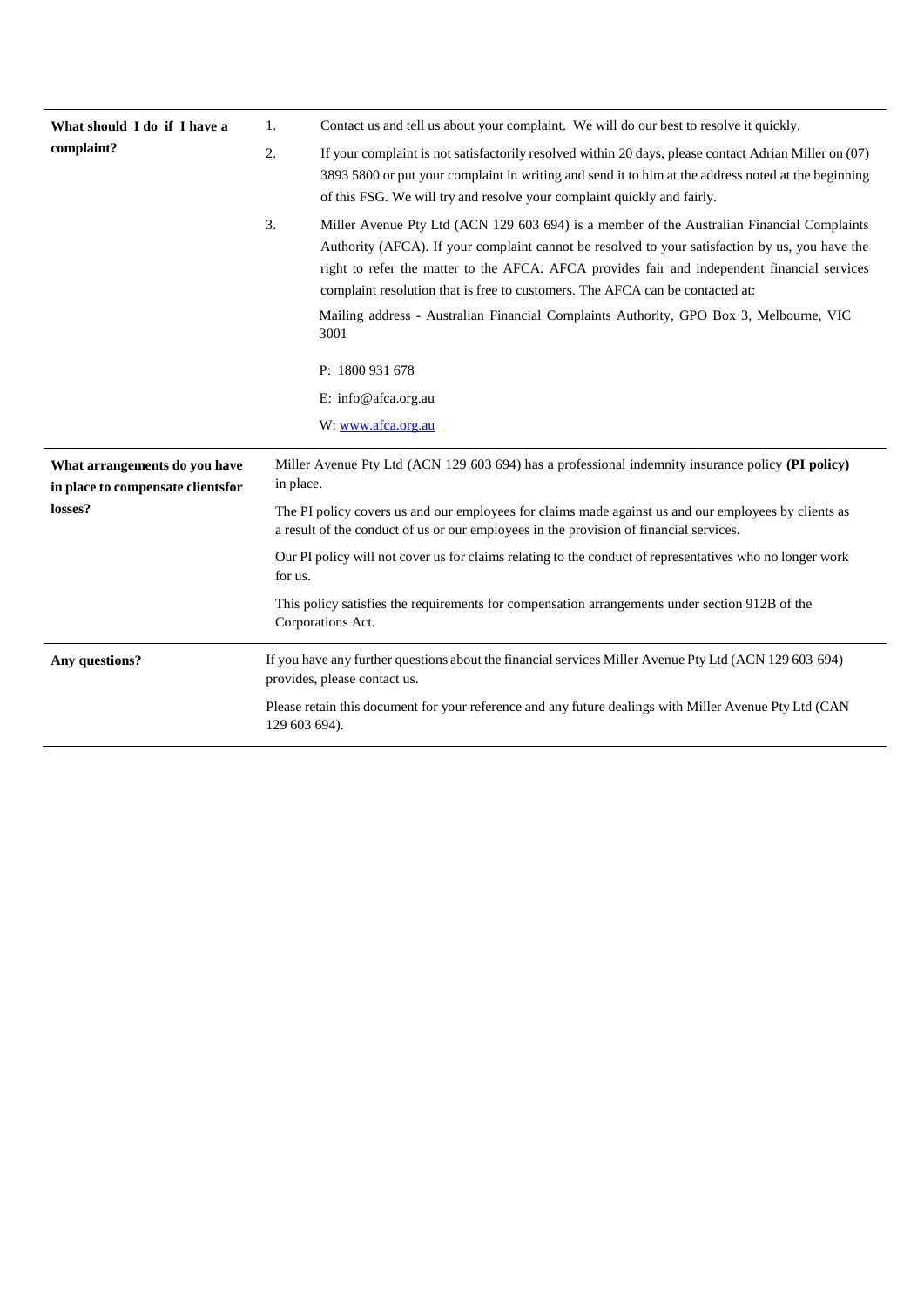| | |
|---|---|
| **What should I do if I have a complaint?** | 1. Contact us and tell us about your complaint. We will do our best to resolve it quickly.<br><br>2. If your complaint is not satisfactorily resolved within 20 days, please contact Adrian Miller on (07) 3893 5800 or put your complaint in writing and send it to him at the address noted at the beginning of this FSG. We will try and resolve your complaint quickly and fairly.<br><br>3. Miller Avenue Pty Ltd (ACN 129 603 694) is a member of the Australian Financial Complaints Authority (AFCA). If your complaint cannot be resolved to your satisfaction by us, you have the right to refer the matter to the AFCA. AFCA provides fair and independent financial services complaint resolution that is free to customers. The AFCA can be contacted at:<br><br>Mailing address - Australian Financial Complaints Authority, GPO Box 3, Melbourne, VIC 3001<br><br>P: 1800 931 678<br><br>E: info@afca.org.au<br><br>W: www.afca.org.au |
| **What arrangements do you have in place to compensate clientsfor losses?** | Miller Avenue Pty Ltd (ACN 129 603 694) has a professional indemnity insurance policy **(PI policy)** in place.<br><br>The PI policy covers us and our employees for claims made against us and our employees by clients as a result of the conduct of us or our employees in the provision of financial services.<br><br>Our PI policy will not cover us for claims relating to the conduct of representatives who no longer work for us.<br><br>This policy satisfies the requirements for compensation arrangements under section 912B of the Corporations Act. |
| **Any questions?** | If you have any further questions about the financial services Miller Avenue Pty Ltd (ACN 129 603 694) provides, please contact us.<br><br>Please retain this document for your reference and any future dealings with Miller Avenue Pty Ltd (CAN 129 603 694). |